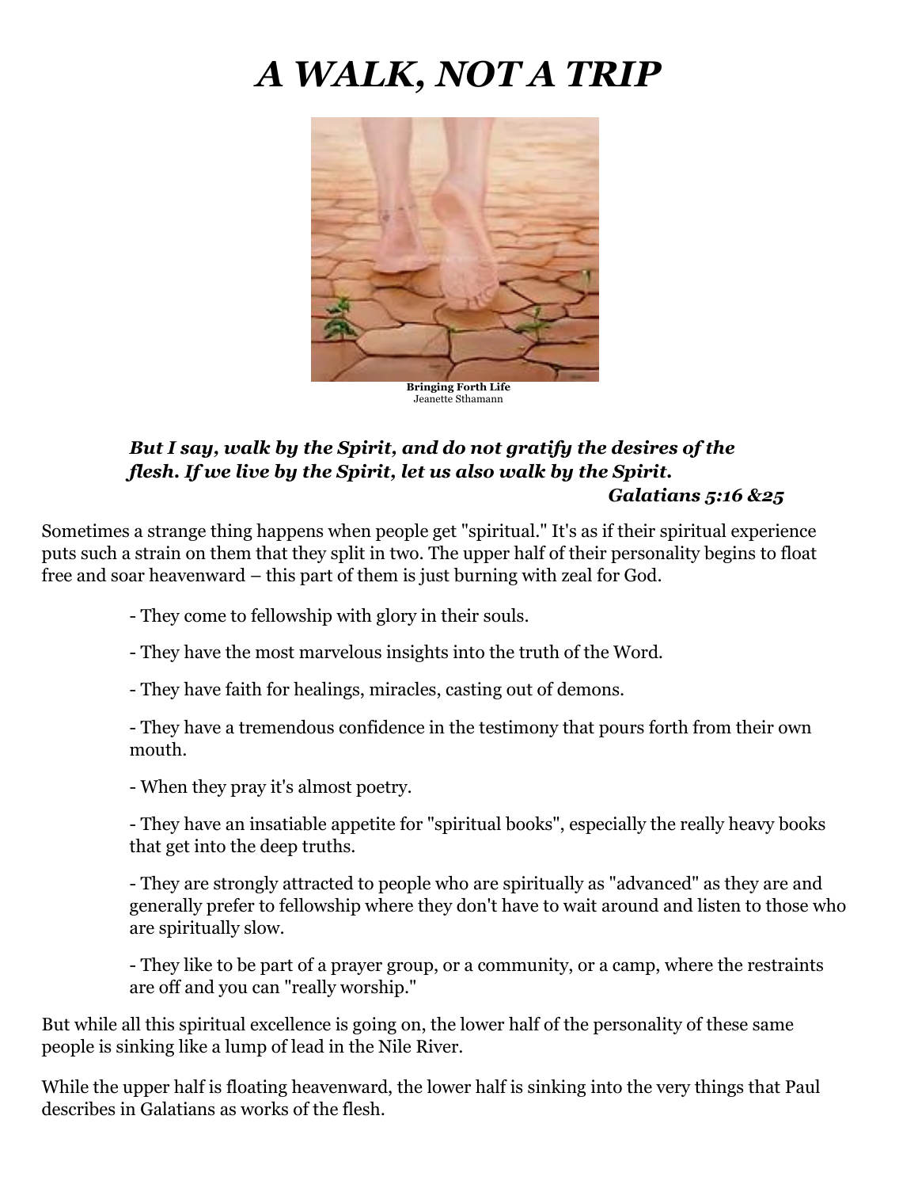# *A WALK, NOT A TRIP*

**Bringing Forth Life**
Jeanette Sthamann

***But I say, walk by the Spirit, and do not gratify the desires of the flesh. If we live by the Spirit, let us also walk by the Spirit.***
***Galatians 5:16 &25***

Sometimes a strange thing happens when people get "spiritual." It's as if their spiritual experience puts such a strain on them that they split in two. The upper half of their personality begins to float free and soar heavenward – this part of them is just burning with zeal for God.

- They come to fellowship with glory in their souls.

- They have the most marvelous insights into the truth of the Word.

- They have faith for healings, miracles, casting out of demons.

- They have a tremendous confidence in the testimony that pours forth from their own mouth.

- When they pray it's almost poetry.

- They have an insatiable appetite for "spiritual books", especially the really heavy books that get into the deep truths.

- They are strongly attracted to people who are spiritually as "advanced" as they are and generally prefer to fellowship where they don't have to wait around and listen to those who are spiritually slow.

- They like to be part of a prayer group, or a community, or a camp, where the restraints are off and you can "really worship."

But while all this spiritual excellence is going on, the lower half of the personality of these same people is sinking like a lump of lead in the Nile River.

While the upper half is floating heavenward, the lower half is sinking into the very things that Paul describes in Galatians as works of the flesh.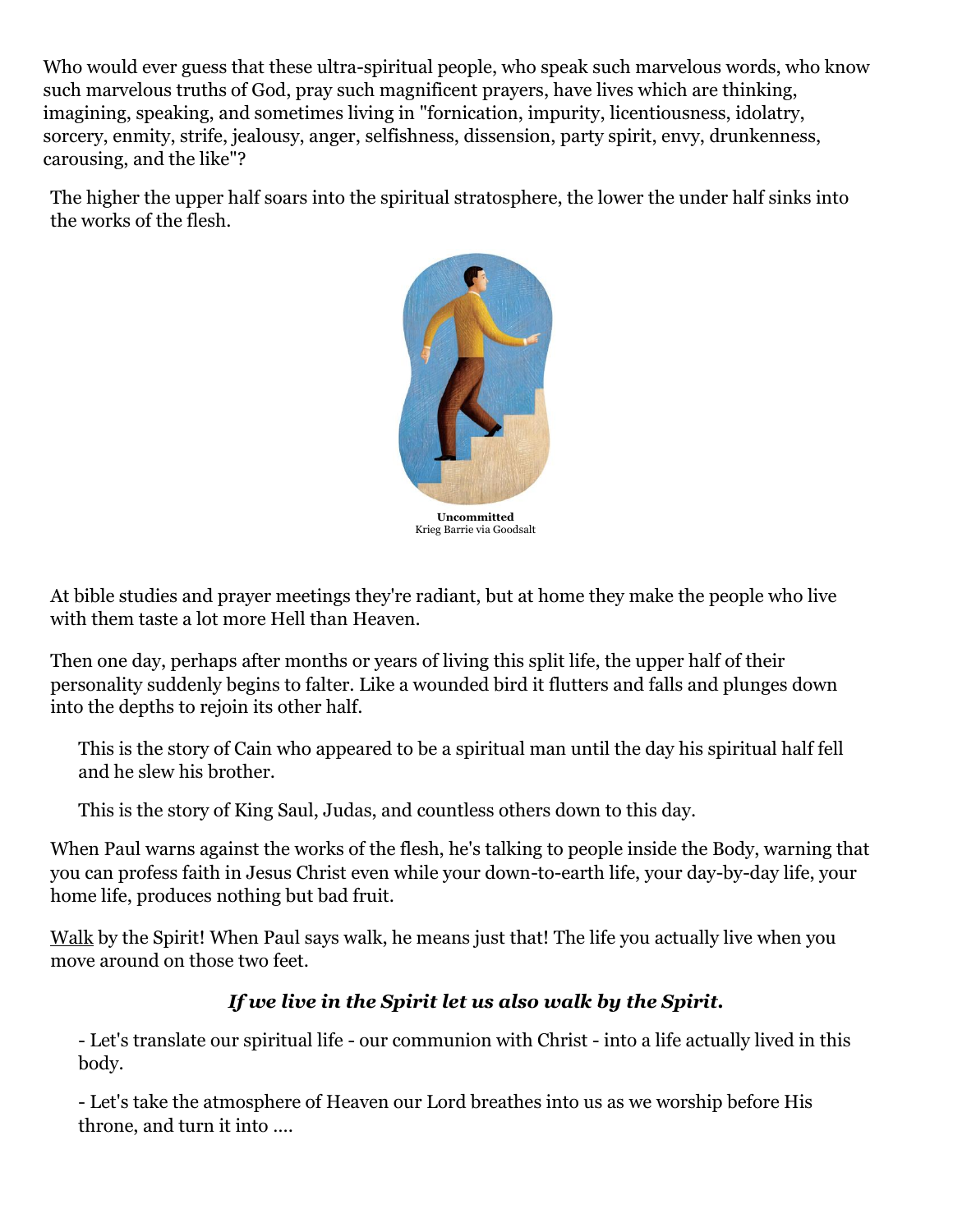Who would ever guess that these ultra-spiritual people, who speak such marvelous words, who know such marvelous truths of God, pray such magnificent prayers, have lives which are thinking, imagining, speaking, and sometimes living in "fornication, impurity, licentiousness, idolatry, sorcery, enmity, strife, jealousy, anger, selfishness, dissension, party spirit, envy, drunkenness, carousing, and the like"?

The higher the upper half soars into the spiritual stratosphere, the lower the under half sinks into the works of the flesh.

**Uncommitted**
Krieg Barrie via Goodsalt

At bible studies and prayer meetings they're radiant, but at home they make the people who live with them taste a lot more Hell than Heaven.

Then one day, perhaps after months or years of living this split life, the upper half of their personality suddenly begins to falter. Like a wounded bird it flutters and falls and plunges down into the depths to rejoin its other half.

> This is the story of Cain who appeared to be a spiritual man until the day his spiritual half fell and he slew his brother.
>
> This is the story of King Saul, Judas, and countless others down to this day.

When Paul warns against the works of the flesh, he's talking to people inside the Body, warning that you can profess faith in Jesus Christ even while your down-to-earth life, your day-by-day life, your home life, produces nothing but bad fruit.

Walk by the Spirit! When Paul says walk, he means just that! The life you actually live when you move around on those two feet.

***If we live in the Spirit let us also walk by the Spirit.***

- Let's translate our spiritual life - our communion with Christ - into a life actually lived in this body.
- Let's take the atmosphere of Heaven our Lord breathes into us as we worship before His throne, and turn it into ....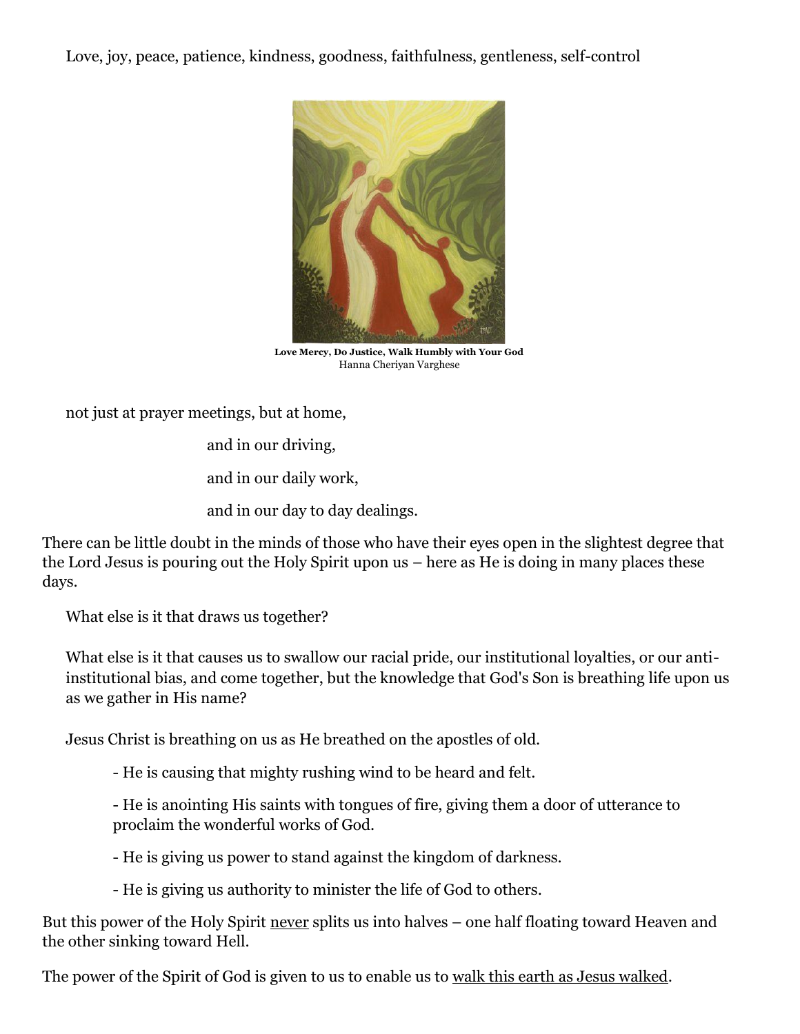Love, joy, peace, patience, kindness, goodness, faithfulness, gentleness, self-control

**Love Mercy, Do Justice, Walk Humbly with Your God**
Hanna Cheriyan Varghese

not just at prayer meetings, but at home,

and in our driving,

and in our daily work,

and in our day to day dealings.

There can be little doubt in the minds of those who have their eyes open in the slightest degree that the Lord Jesus is pouring out the Holy Spirit upon us – here as He is doing in many places these days.

What else is it that draws us together?

What else is it that causes us to swallow our racial pride, our institutional loyalties, or our anti-institutional bias, and come together, but the knowledge that God's Son is breathing life upon us as we gather in His name?

Jesus Christ is breathing on us as He breathed on the apostles of old.

- He is causing that mighty rushing wind to be heard and felt.
- He is anointing His saints with tongues of fire, giving them a door of utterance to proclaim the wonderful works of God.
- He is giving us power to stand against the kingdom of darkness.
- He is giving us authority to minister the life of God to others.

But this power of the Holy Spirit <u>never</u> splits us into halves – one half floating toward Heaven and the other sinking toward Hell.

The power of the Spirit of God is given to us to enable us to <u>walk this earth as Jesus walked</u>.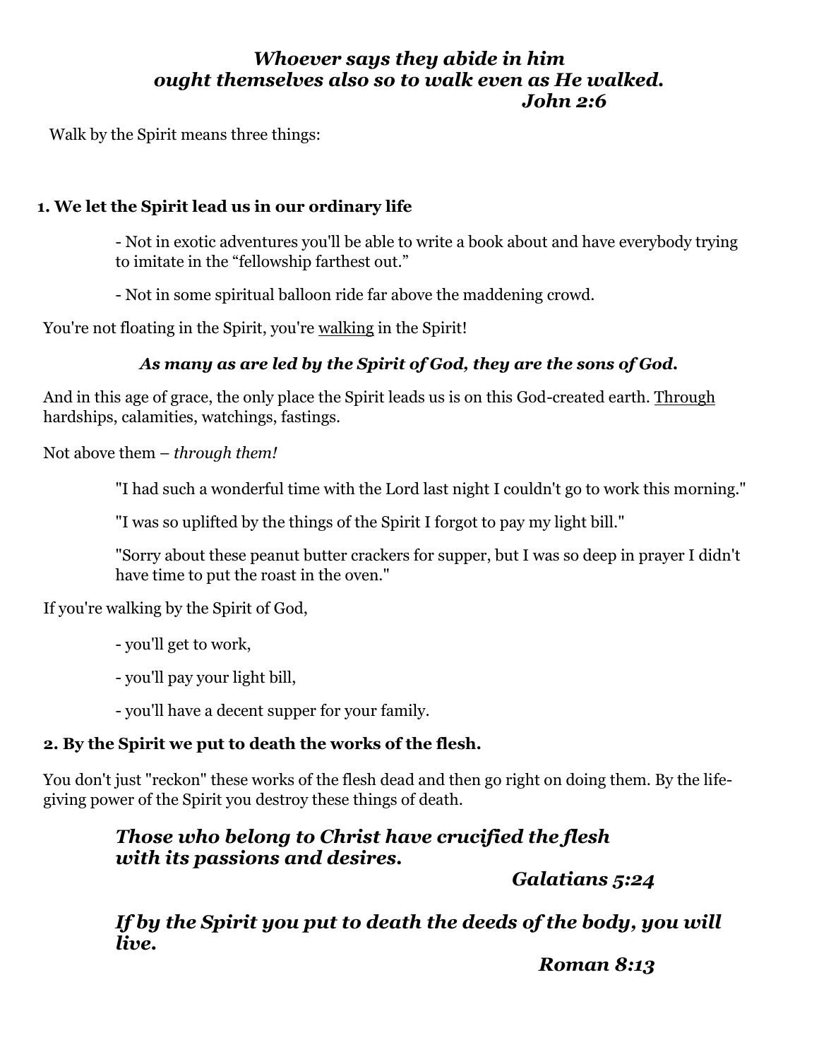***Whoever says they abide in him***
***ought themselves also so to walk even as He walked.***
***John 2:6***

Walk by the Spirit means three things:

**1. We let the Spirit lead us in our ordinary life**

- Not in exotic adventures you'll be able to write a book about and have everybody trying to imitate in the "fellowship farthest out."

- Not in some spiritual balloon ride far above the maddening crowd.

You're not floating in the Spirit, you're <u>walking</u> in the Spirit!

***As many as are led by the Spirit of God, they are the sons of God.***

And in this age of grace, the only place the Spirit leads us is on this God-created earth. <u>Through</u> hardships, calamities, watchings, fastings.

Not above them – *through them!*

"I had such a wonderful time with the Lord last night I couldn't go to work this morning."

"I was so uplifted by the things of the Spirit I forgot to pay my light bill."

"Sorry about these peanut butter crackers for supper, but I was so deep in prayer I didn't have time to put the roast in the oven."

If you're walking by the Spirit of God,

- you'll get to work,

- you'll pay your light bill,

- you'll have a decent supper for your family.

**2. By the Spirit we put to death the works of the flesh.**

You don't just "reckon" these works of the flesh dead and then go right on doing them. By the life-giving power of the Spirit you destroy these things of death.

***Those who belong to Christ have crucified the flesh***
***with its passions and desires.***
***Galatians 5:24***

***If by the Spirit you put to death the deeds of the body, you will live.***
***Roman 8:13***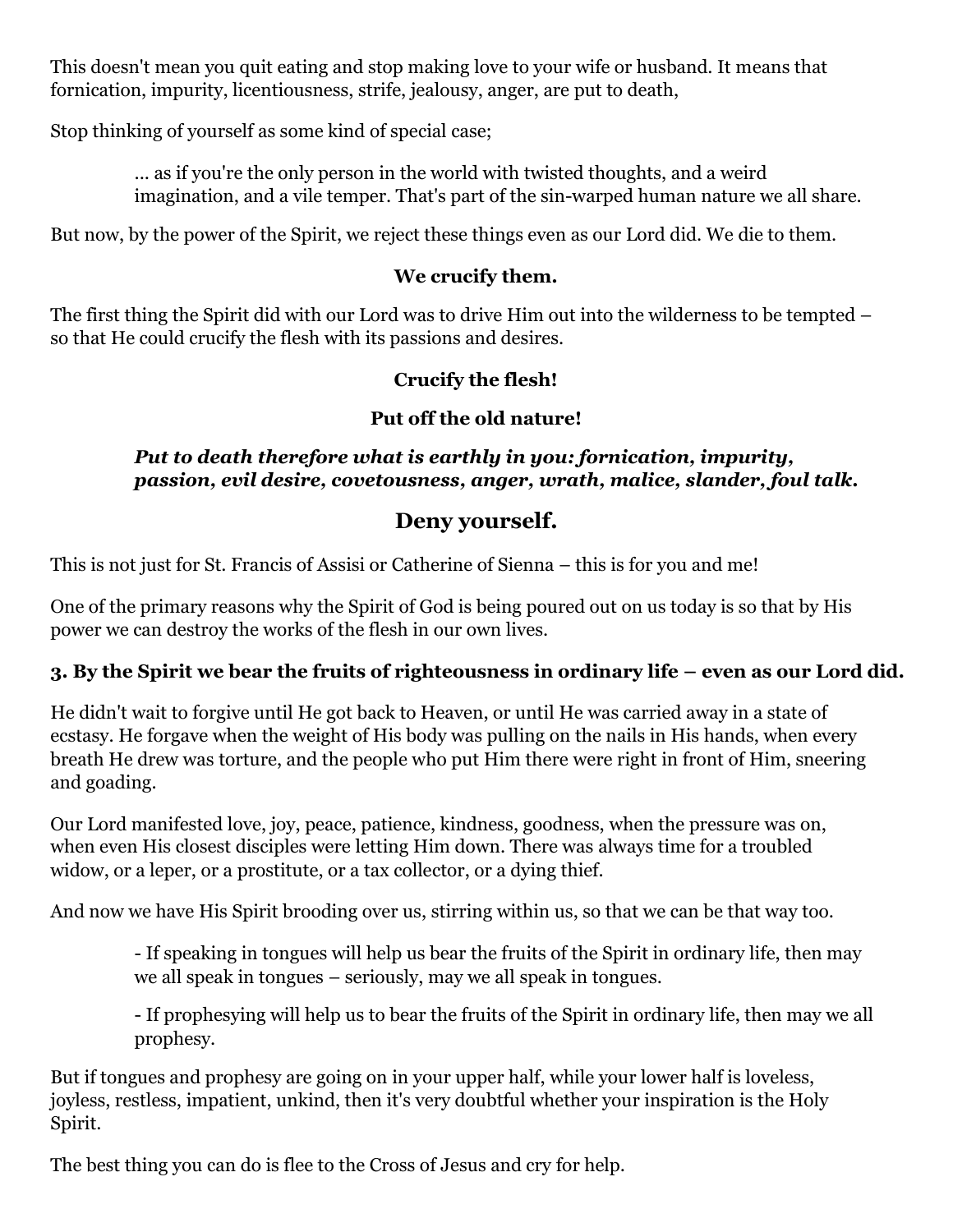This doesn't mean you quit eating and stop making love to your wife or husband. It means that fornication, impurity, licentiousness, strife, jealousy, anger, are put to death,

Stop thinking of yourself as some kind of special case;

> ... as if you're the only person in the world with twisted thoughts, and a weird imagination, and a vile temper. That's part of the sin-warped human nature we all share.

But now, by the power of the Spirit, we reject these things even as our Lord did. We die to them.

**We crucify them.**

The first thing the Spirit did with our Lord was to drive Him out into the wilderness to be tempted – so that He could crucify the flesh with its passions and desires.

**Crucify the flesh!**

**Put off the old nature!**

> ***Put to death therefore what is earthly in you: fornication, impurity, passion, evil desire, covetousness, anger, wrath, malice, slander, foul talk.***

## Deny yourself.

This is not just for St. Francis of Assisi or Catherine of Sienna – this is for you and me!

One of the primary reasons why the Spirit of God is being poured out on us today is so that by His power we can destroy the works of the flesh in our own lives.

### 3. By the Spirit we bear the fruits of righteousness in ordinary life – even as our Lord did.

He didn't wait to forgive until He got back to Heaven, or until He was carried away in a state of ecstasy. He forgave when the weight of His body was pulling on the nails in His hands, when every breath He drew was torture, and the people who put Him there were right in front of Him, sneering and goading.

Our Lord manifested love, joy, peace, patience, kindness, goodness, when the pressure was on, when even His closest disciples were letting Him down. There was always time for a troubled widow, or a leper, or a prostitute, or a tax collector, or a dying thief.

And now we have His Spirit brooding over us, stirring within us, so that we can be that way too.

> - If speaking in tongues will help us bear the fruits of the Spirit in ordinary life, then may we all speak in tongues – seriously, may we all speak in tongues.
>
> - If prophesying will help us to bear the fruits of the Spirit in ordinary life, then may we all prophesy.

But if tongues and prophesy are going on in your upper half, while your lower half is loveless, joyless, restless, impatient, unkind, then it's very doubtful whether your inspiration is the Holy Spirit.

The best thing you can do is flee to the Cross of Jesus and cry for help.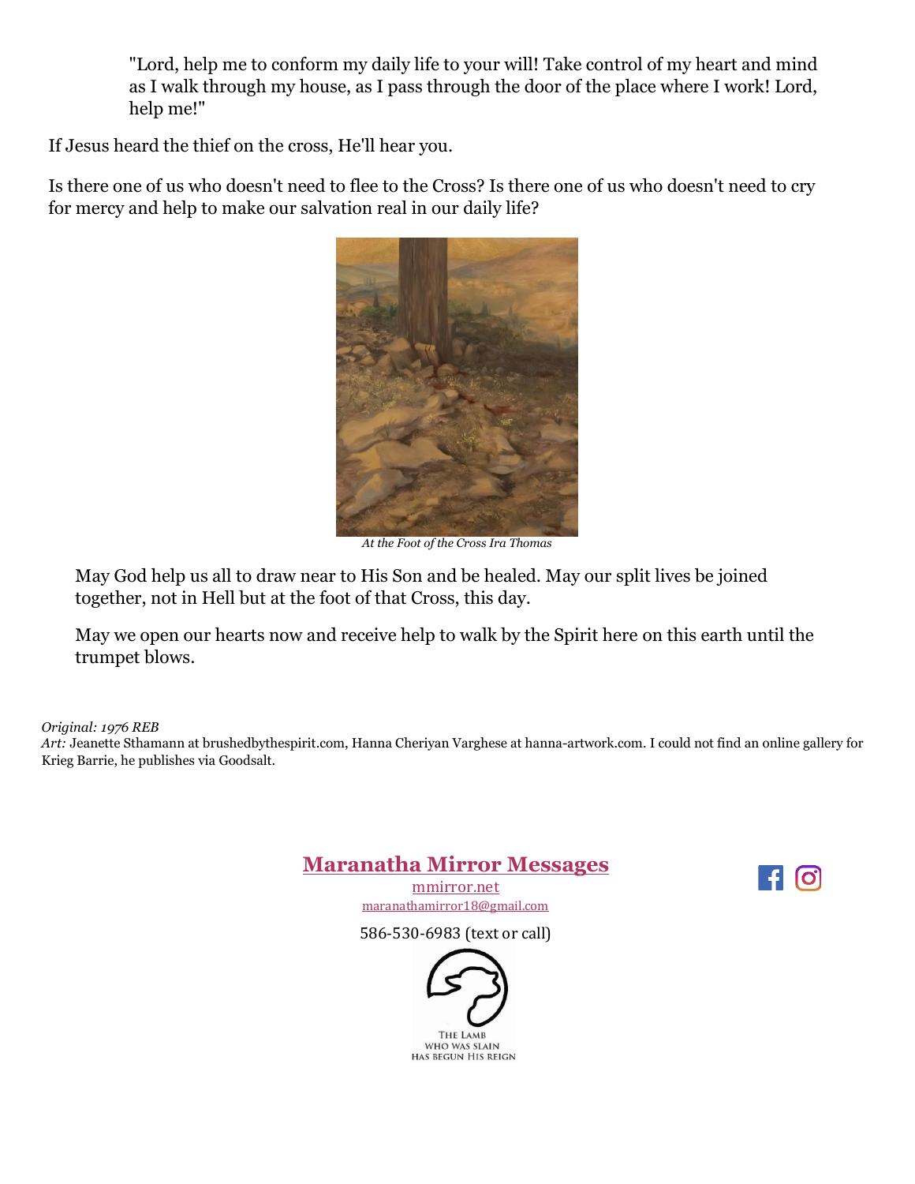> "Lord, help me to conform my daily life to your will! Take control of my heart and mind as I walk through my house, as I pass through the door of the place where I work! Lord, help me!"

If Jesus heard the thief on the cross, He'll hear you.

Is there one of us who doesn't need to flee to the Cross? Is there one of us who doesn't need to cry for mercy and help to make our salvation real in our daily life?

*At the Foot of the Cross Ira Thomas*

May God help us all to draw near to His Son and be healed. May our split lives be joined together, not in Hell but at the foot of that Cross, this day.

May we open our hearts now and receive help to walk by the Spirit here on this earth until the trumpet blows.

*Original: 1976 REB*
*Art:* Jeanette Sthamann at brushedbythespirit.com, Hanna Cheriyan Varghese at hanna-artwork.com. I could not find an online gallery for Krieg Barrie, he publishes via Goodsalt.

**Maranatha Mirror Messages**
mmirror.net
maranathamirror18@gmail.com

586-530-6983 (text or call)

THE LAMB WHO WAS SLAIN HAS BEGUN HIS REIGN